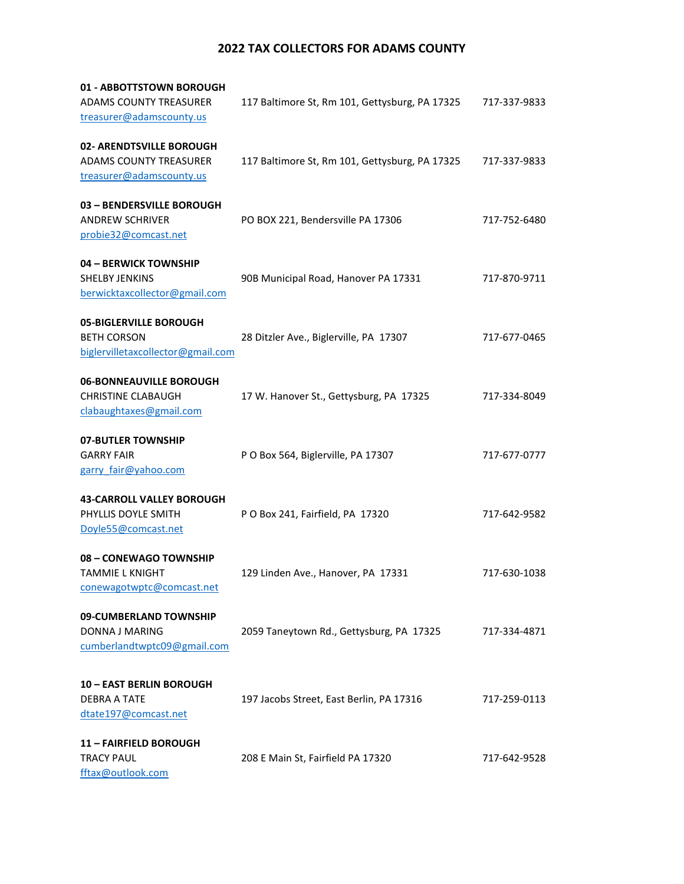# 2022 TAX COLLECTORS FOR ADAMS COUNTY

**01 - ABBOTTSTOWN BOROUGH**
ADAMS COUNTY TREASURER — 117 Baltimore St, Rm 101, Gettysburg, PA 17325 — 717-337-9833
treasurer@adamscounty.us

**02- ARENDTSVILLE BOROUGH**
ADAMS COUNTY TREASURER — 117 Baltimore St, Rm 101, Gettysburg, PA 17325 — 717-337-9833
treasurer@adamscounty.us

**03 – BENDERSVILLE BOROUGH**
ANDREW SCHRIVER — PO BOX 221, Bendersville PA 17306 — 717-752-6480
probie32@comcast.net

**04 – BERWICK TOWNSHIP**
SHELBY JENKINS — 90B Municipal Road, Hanover PA 17331 — 717-870-9711
berwicktaxcollector@gmail.com

**05-BIGLERVILLE BOROUGH**
BETH CORSON — 28 Ditzler Ave., Biglerville, PA 17307 — 717-677-0465
biglervilletaxcollector@gmail.com

**06-BONNEAUVILLE BOROUGH**
CHRISTINE CLABAUGH — 17 W. Hanover St., Gettysburg, PA 17325 — 717-334-8049
clabaughtaxes@gmail.com

**07-BUTLER TOWNSHIP**
GARRY FAIR — P O Box 564, Biglerville, PA 17307 — 717-677-0777
garry_fair@yahoo.com

**43-CARROLL VALLEY BOROUGH**
PHYLLIS DOYLE SMITH — P O Box 241, Fairfield, PA 17320 — 717-642-9582
Doyle55@comcast.net

**08 – CONEWAGO TOWNSHIP**
TAMMIE L KNIGHT — 129 Linden Ave., Hanover, PA 17331 — 717-630-1038
conewagotwptc@comcast.net

**09-CUMBERLAND TOWNSHIP**
DONNA J MARING — 2059 Taneytown Rd., Gettysburg, PA 17325 — 717-334-4871
cumberlandtwptc09@gmail.com

**10 – EAST BERLIN BOROUGH**
DEBRA A TATE — 197 Jacobs Street, East Berlin, PA 17316 — 717-259-0113
dtate197@comcast.net

**11 – FAIRFIELD BOROUGH**
TRACY PAUL — 208 E Main St, Fairfield PA 17320 — 717-642-9528
fftax@outlook.com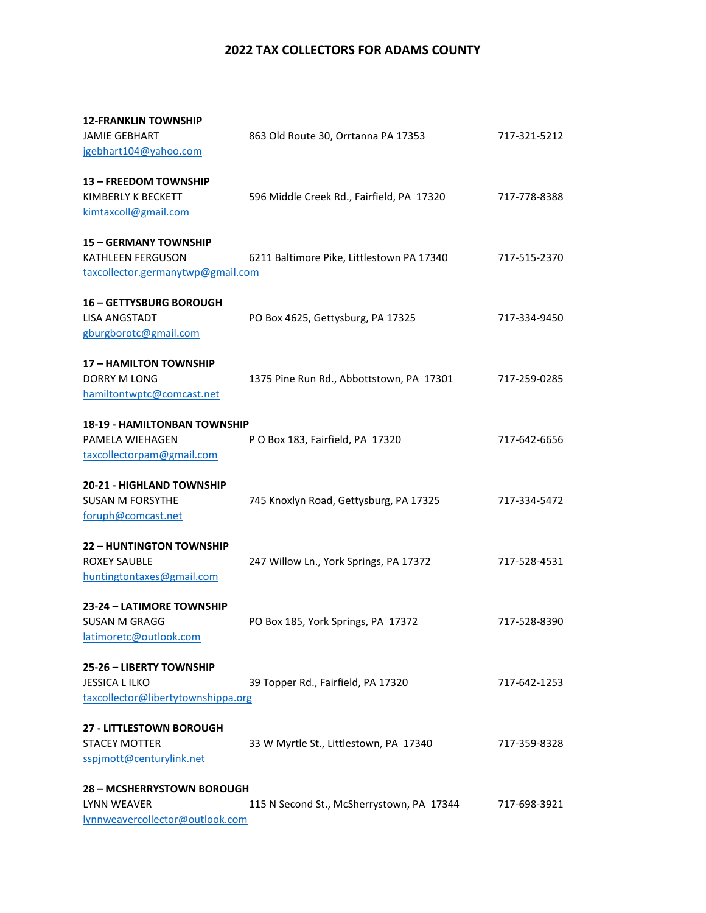## 2022 TAX COLLECTORS FOR ADAMS COUNTY

**12-FRANKLIN TOWNSHIP**
JAMIE GEBHART — 863 Old Route 30, Orrtanna PA 17353 — 717-321-5212
jgebhart104@yahoo.com

**13 – FREEDOM TOWNSHIP**
KIMBERLY K BECKETT — 596 Middle Creek Rd., Fairfield, PA 17320 — 717-778-8388
kimtaxcoll@gmail.com

**15 – GERMANY TOWNSHIP**
KATHLEEN FERGUSON — 6211 Baltimore Pike, Littlestown PA 17340 — 717-515-2370
taxcollector.germanytwp@gmail.com

**16 – GETTYSBURG BOROUGH**
LISA ANGSTADT — PO Box 4625, Gettysburg, PA 17325 — 717-334-9450
gburgborotc@gmail.com

**17 – HAMILTON TOWNSHIP**
DORRY M LONG — 1375 Pine Run Rd., Abbottstown, PA 17301 — 717-259-0285
hamiltontwptc@comcast.net

**18-19 - HAMILTONBAN TOWNSHIP**
PAMELA WIEHAGEN — P O Box 183, Fairfield, PA 17320 — 717-642-6656
taxcollectorpam@gmail.com

**20-21 - HIGHLAND TOWNSHIP**
SUSAN M FORSYTHE — 745 Knoxlyn Road, Gettysburg, PA 17325 — 717-334-5472
foruph@comcast.net

**22 – HUNTINGTON TOWNSHIP**
ROXEY SAUBLE — 247 Willow Ln., York Springs, PA 17372 — 717-528-4531
huntingtontaxes@gmail.com

**23-24 – LATIMORE TOWNSHIP**
SUSAN M GRAGG — PO Box 185, York Springs, PA 17372 — 717-528-8390
latimoretc@outlook.com

**25-26 – LIBERTY TOWNSHIP**
JESSICA L ILKO — 39 Topper Rd., Fairfield, PA 17320 — 717-642-1253
taxcollector@libertytownshippa.org

**27 - LITTLESTOWN BOROUGH**
STACEY MOTTER — 33 W Myrtle St., Littlestown, PA 17340 — 717-359-8328
sspjmott@centurylink.net

**28 – MCSHERRYSTOWN BOROUGH**
LYNN WEAVER — 115 N Second St., McSherrystown, PA 17344 — 717-698-3921
lynnweavercollector@outlook.com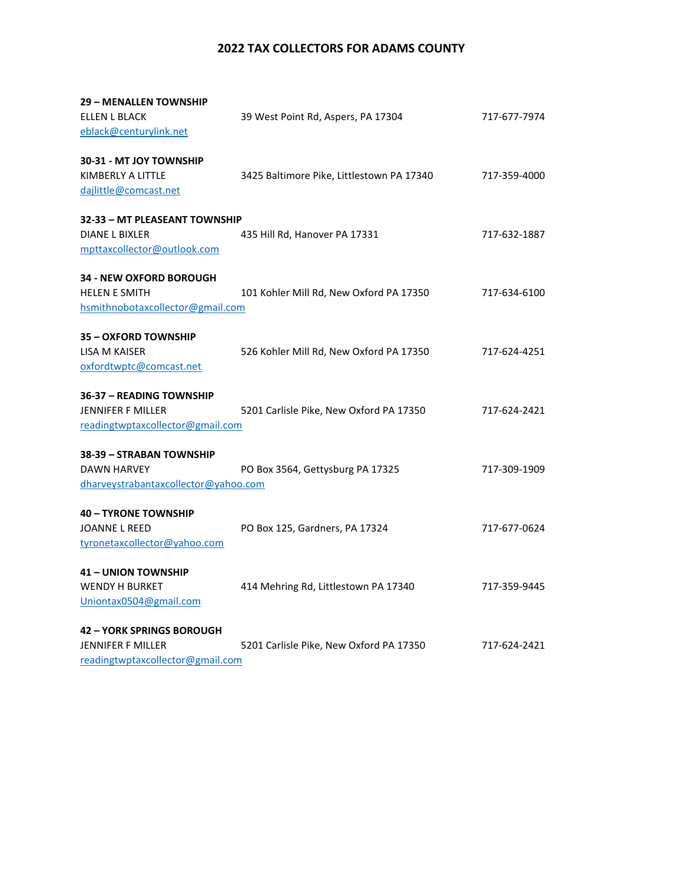## 2022 TAX COLLECTORS FOR ADAMS COUNTY

**29 – MENALLEN TOWNSHIP**
ELLEN L BLACK — 39 West Point Rd, Aspers, PA 17304 — 717-677-7974
eblack@centurylink.net

**30-31 - MT JOY TOWNSHIP**
KIMBERLY A LITTLE — 3425 Baltimore Pike, Littlestown PA 17340 — 717-359-4000
dajlittle@comcast.net

**32-33 – MT PLEASEANT TOWNSHIP**
DIANE L BIXLER — 435 Hill Rd, Hanover PA 17331 — 717-632-1887
mpttaxcollector@outlook.com

**34 - NEW OXFORD BOROUGH**
HELEN E SMITH — 101 Kohler Mill Rd, New Oxford PA 17350 — 717-634-6100
hsmithnobotaxcollector@gmail.com

**35 – OXFORD TOWNSHIP**
LISA M KAISER — 526 Kohler Mill Rd, New Oxford PA 17350 — 717-624-4251
oxfordtwptc@comcast.net

**36-37 – READING TOWNSHIP**
JENNIFER F MILLER — 5201 Carlisle Pike, New Oxford PA 17350 — 717-624-2421
readingtwptaxcollector@gmail.com

**38-39 – STRABAN TOWNSHIP**
DAWN HARVEY — PO Box 3564, Gettysburg PA 17325 — 717-309-1909
dharveystrabantaxcollector@yahoo.com

**40 – TYRONE TOWNSHIP**
JOANNE L REED — PO Box 125, Gardners, PA 17324 — 717-677-0624
tyronetaxcollector@yahoo.com

**41 – UNION TOWNSHIP**
WENDY H BURKET — 414 Mehring Rd, Littlestown PA 17340 — 717-359-9445
Uniontax0504@gmail.com

**42 – YORK SPRINGS BOROUGH**
JENNIFER F MILLER — 5201 Carlisle Pike, New Oxford PA 17350 — 717-624-2421
readingtwptaxcollector@gmail.com